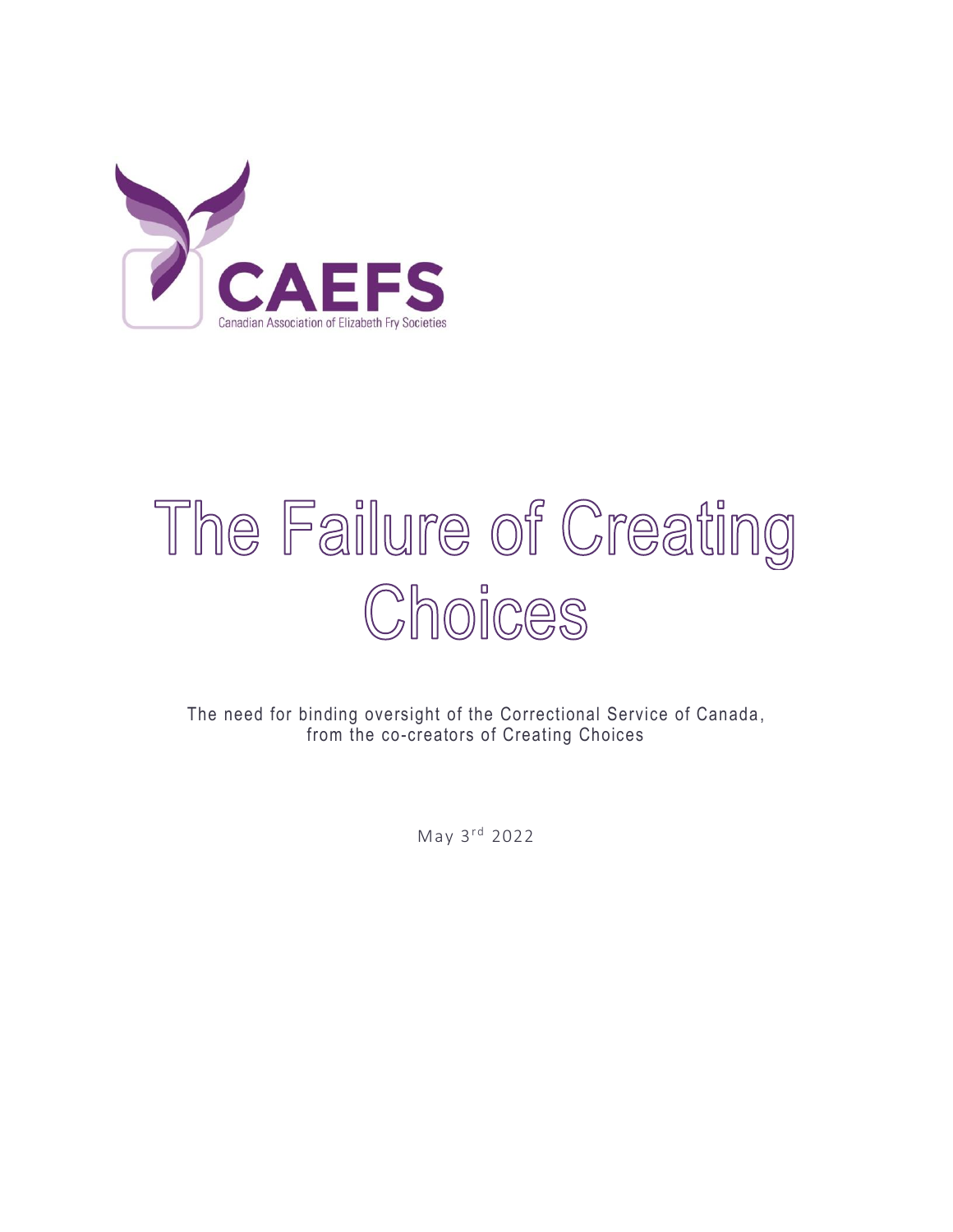CAEFS

Canadian Association of Elizabeth Fry Societies

# The Failure of Creating Choices

The need for binding oversight of the Correctional Service of Canada, from the co-creators of Creating Choices

May 3rd 2022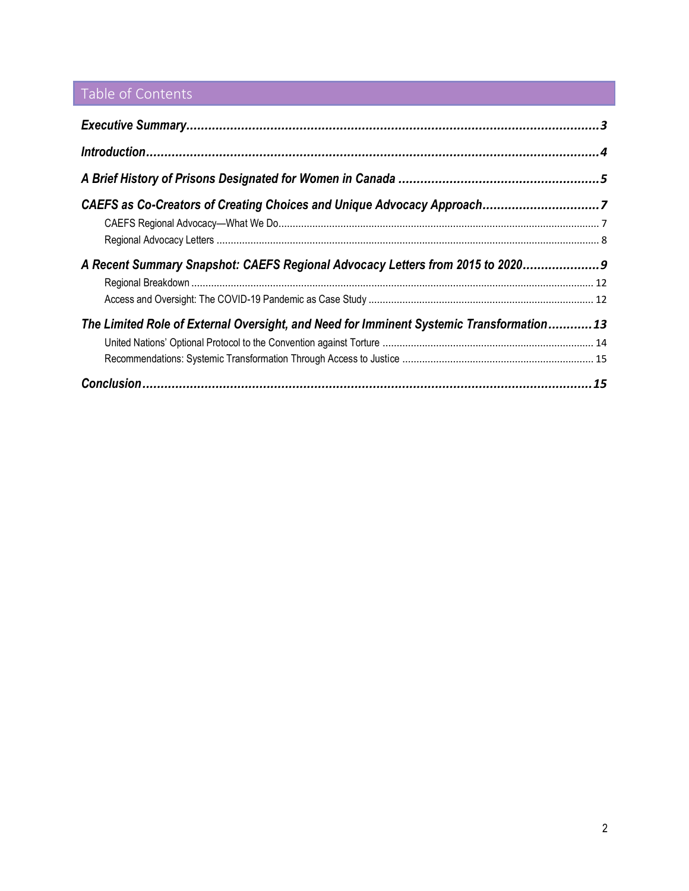# Table of Contents

***Executive Summary*** ........................................................................................................ ***3***

***Introduction*** ........................................................................................................................ ***4***

***A Brief History of Prisons Designated for Women in Canada*** ........................................... ***5***

***CAEFS as Co-Creators of Creating Choices and Unique Advocacy Approach*** .................. ***7***

- CAEFS Regional Advocacy—What We Do ..................................................................... 7
- Regional Advocacy Letters ............................................................................................ 8

***A Recent Summary Snapshot: CAEFS Regional Advocacy Letters from 2015 to 2020*** ........ ***9***

- Regional Breakdown ...................................................................................................... 12
- Access and Oversight: The COVID-19 Pandemic as Case Study .................................. 12

***The Limited Role of External Oversight, and Need for Imminent Systemic Transformation*** ............ ***13***

- United Nations' Optional Protocol to the Convention against Torture ............................ 14
- Recommendations: Systemic Transformation Through Access to Justice ..................... 15

***Conclusion*** ........................................................................................................................ ***15***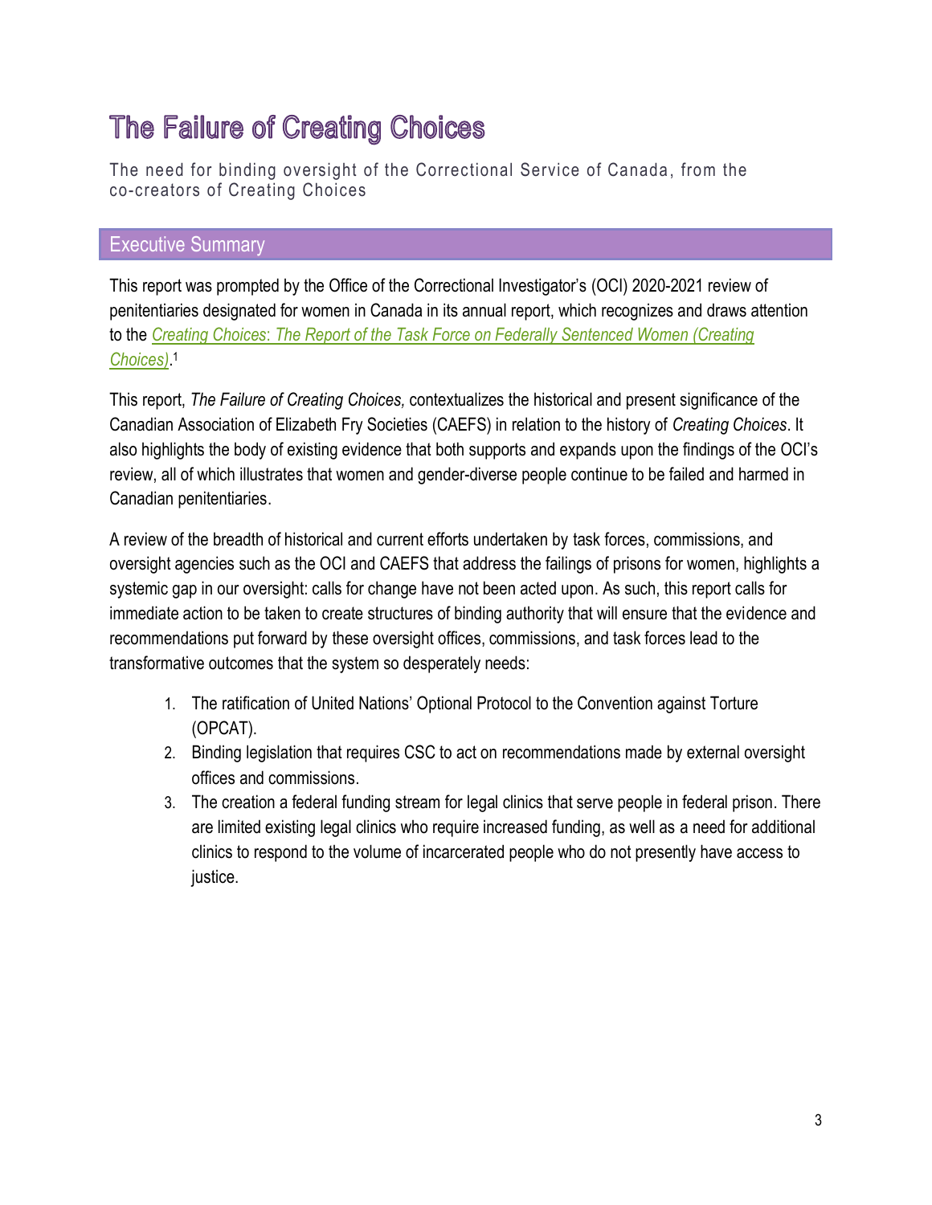# The Failure of Creating Choices

The need for binding oversight of the Correctional Service of Canada, from the co-creators of Creating Choices

## Executive Summary

This report was prompted by the Office of the Correctional Investigator's (OCI) 2020-2021 review of penitentiaries designated for women in Canada in its annual report, which recognizes and draws attention to the *Creating Choices*: The Report of the Task Force on Federally Sentenced Women (Creating Choices).[1]

This report, *The Failure of Creating Choices,* contextualizes the historical and present significance of the Canadian Association of Elizabeth Fry Societies (CAEFS) in relation to the history of *Creating Choices*. It also highlights the body of existing evidence that both supports and expands upon the findings of the OCI's review, all of which illustrates that women and gender-diverse people continue to be failed and harmed in Canadian penitentiaries.

A review of the breadth of historical and current efforts undertaken by task forces, commissions, and oversight agencies such as the OCI and CAEFS that address the failings of prisons for women, highlights a systemic gap in our oversight: calls for change have not been acted upon. As such, this report calls for immediate action to be taken to create structures of binding authority that will ensure that the evidence and recommendations put forward by these oversight offices, commissions, and task forces lead to the transformative outcomes that the system so desperately needs:

1. The ratification of United Nations' Optional Protocol to the Convention against Torture (OPCAT).
2. Binding legislation that requires CSC to act on recommendations made by external oversight offices and commissions.
3. The creation a federal funding stream for legal clinics that serve people in federal prison. There are limited existing legal clinics who require increased funding, as well as a need for additional clinics to respond to the volume of incarcerated people who do not presently have access to justice.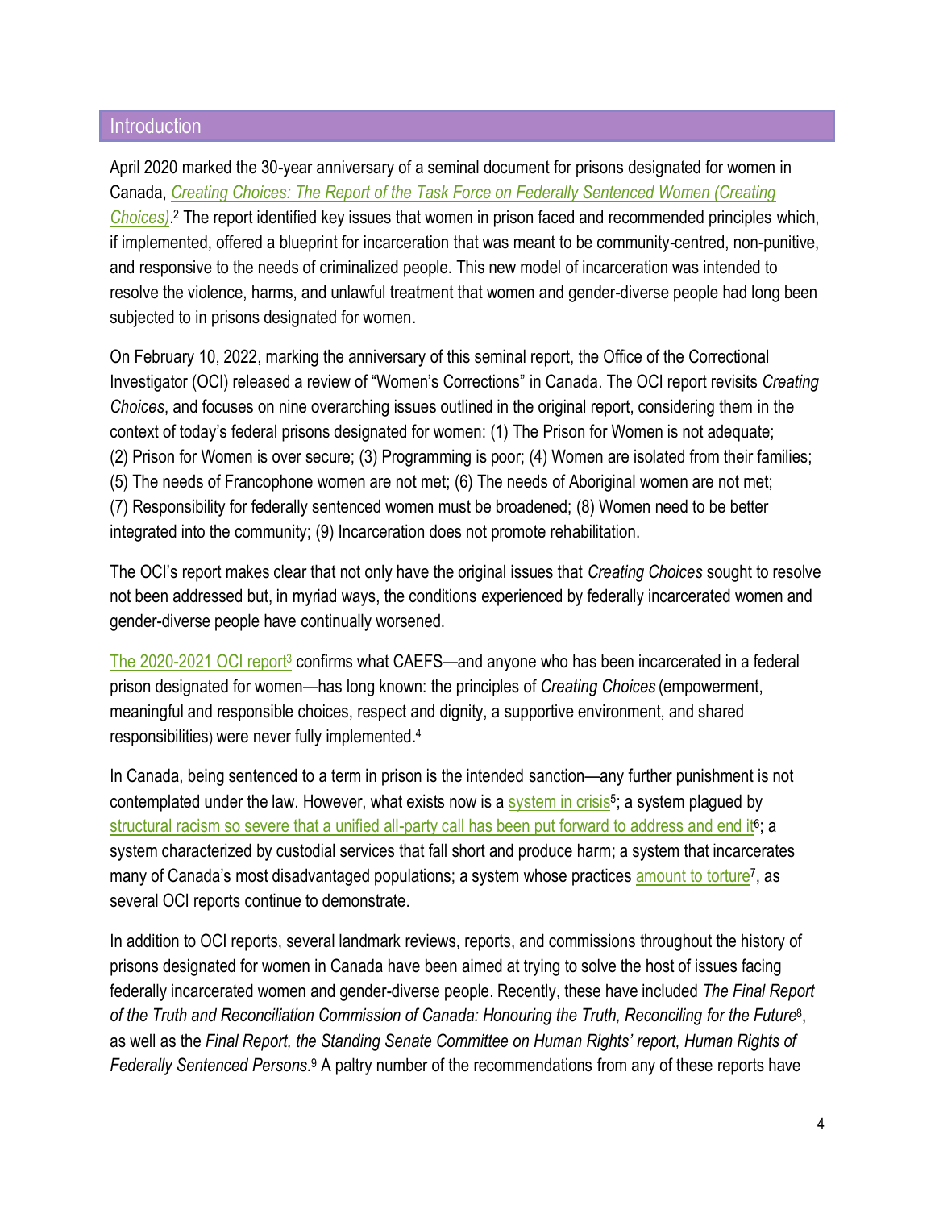## Introduction

April 2020 marked the 30-year anniversary of a seminal document for prisons designated for women in Canada, *Creating Choices: The Report of the Task Force on Federally Sentenced Women (Creating Choices)*.[2] The report identified key issues that women in prison faced and recommended principles which, if implemented, offered a blueprint for incarceration that was meant to be community-centred, non-punitive, and responsive to the needs of criminalized people. This new model of incarceration was intended to resolve the violence, harms, and unlawful treatment that women and gender-diverse people had long been subjected to in prisons designated for women.

On February 10, 2022, marking the anniversary of this seminal report, the Office of the Correctional Investigator (OCI) released a review of "Women's Corrections" in Canada. The OCI report revisits *Creating Choices*, and focuses on nine overarching issues outlined in the original report, considering them in the context of today's federal prisons designated for women: (1) The Prison for Women is not adequate; (2) Prison for Women is over secure; (3) Programming is poor; (4) Women are isolated from their families; (5) The needs of Francophone women are not met; (6) The needs of Aboriginal women are not met; (7) Responsibility for federally sentenced women must be broadened; (8) Women need to be better integrated into the community; (9) Incarceration does not promote rehabilitation.

The OCI's report makes clear that not only have the original issues that *Creating Choices* sought to resolve not been addressed but, in myriad ways, the conditions experienced by federally incarcerated women and gender-diverse people have continually worsened.

The 2020-2021 OCI report[3] confirms what CAEFS—and anyone who has been incarcerated in a federal prison designated for women—has long known: the principles of *Creating Choices* (empowerment, meaningful and responsible choices, respect and dignity, a supportive environment, and shared responsibilities) were never fully implemented.[4]

In Canada, being sentenced to a term in prison is the intended sanction—any further punishment is not contemplated under the law. However, what exists now is a system in crisis[5]; a system plagued by structural racism so severe that a unified all-party call has been put forward to address and end it[6]; a system characterized by custodial services that fall short and produce harm; a system that incarcerates many of Canada's most disadvantaged populations; a system whose practices amount to torture[7], as several OCI reports continue to demonstrate.

In addition to OCI reports, several landmark reviews, reports, and commissions throughout the history of prisons designated for women in Canada have been aimed at trying to solve the host of issues facing federally incarcerated women and gender-diverse people. Recently, these have included *The Final Report of the Truth and Reconciliation Commission of Canada: Honouring the Truth, Reconciling for the Future*[8], as well as the *Final Report, the Standing Senate Committee on Human Rights' report, Human Rights of Federally Sentenced Persons.*[9] A paltry number of the recommendations from any of these reports have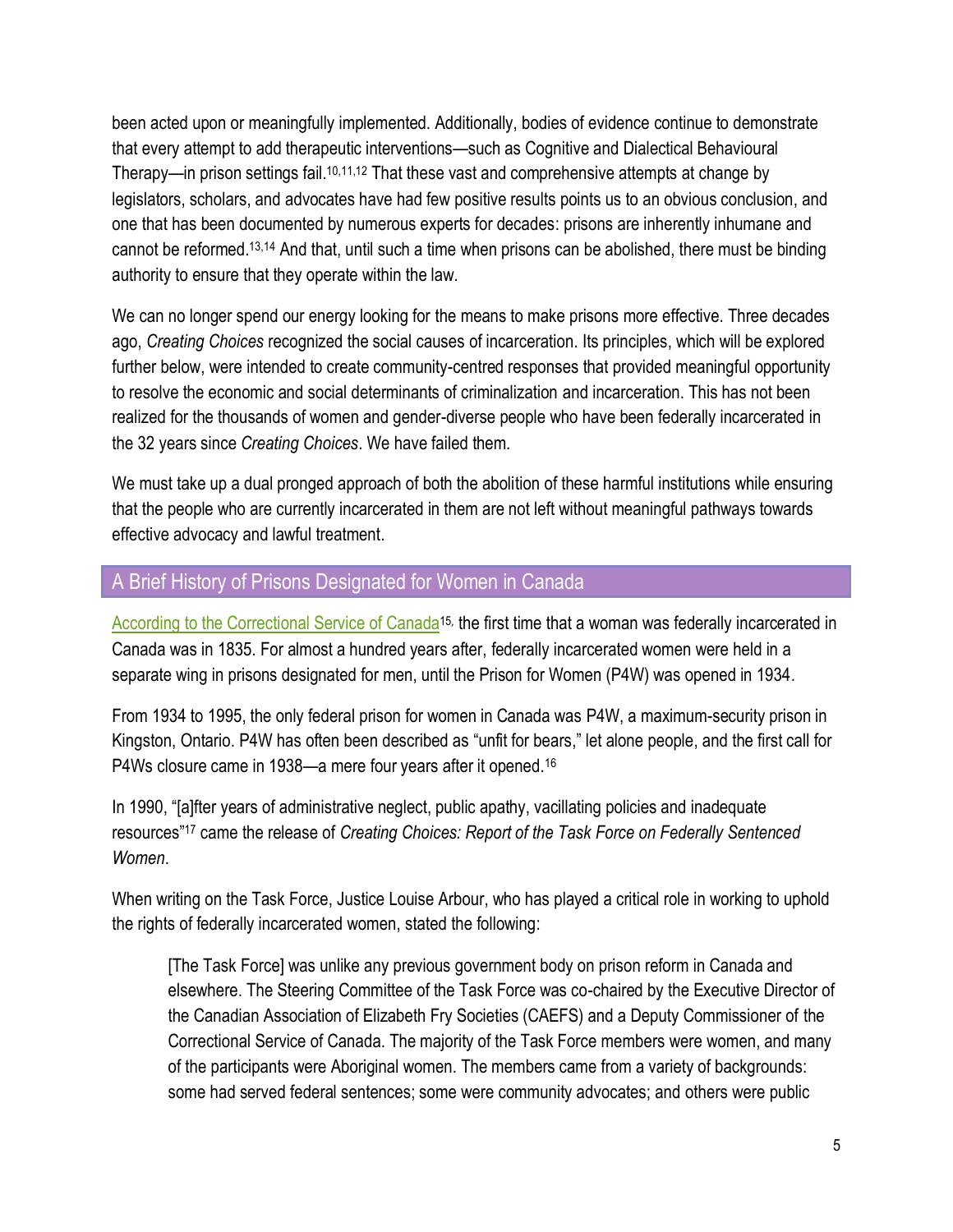been acted upon or meaningfully implemented. Additionally, bodies of evidence continue to demonstrate that every attempt to add therapeutic interventions—such as Cognitive and Dialectical Behavioural Therapy—in prison settings fail.[10,11,12] That these vast and comprehensive attempts at change by legislators, scholars, and advocates have had few positive results points us to an obvious conclusion, and one that has been documented by numerous experts for decades: prisons are inherently inhumane and cannot be reformed.[13,14] And that, until such a time when prisons can be abolished, there must be binding authority to ensure that they operate within the law.

We can no longer spend our energy looking for the means to make prisons more effective. Three decades ago, *Creating Choices* recognized the social causes of incarceration. Its principles, which will be explored further below, were intended to create community-centred responses that provided meaningful opportunity to resolve the economic and social determinants of criminalization and incarceration. This has not been realized for the thousands of women and gender-diverse people who have been federally incarcerated in the 32 years since *Creating Choices*. We have failed them.

We must take up a dual pronged approach of both the abolition of these harmful institutions while ensuring that the people who are currently incarcerated in them are not left without meaningful pathways towards effective advocacy and lawful treatment.

## A Brief History of Prisons Designated for Women in Canada

According to the Correctional Service of Canada[15], the first time that a woman was federally incarcerated in Canada was in 1835. For almost a hundred years after, federally incarcerated women were held in a separate wing in prisons designated for men, until the Prison for Women (P4W) was opened in 1934.

From 1934 to 1995, the only federal prison for women in Canada was P4W, a maximum-security prison in Kingston, Ontario. P4W has often been described as "unfit for bears," let alone people, and the first call for P4Ws closure came in 1938—a mere four years after it opened.[16]

In 1990, "[a]fter years of administrative neglect, public apathy, vacillating policies and inadequate resources"[17] came the release of *Creating Choices: Report of the Task Force on Federally Sentenced Women*.

When writing on the Task Force, Justice Louise Arbour, who has played a critical role in working to uphold the rights of federally incarcerated women, stated the following:

> [The Task Force] was unlike any previous government body on prison reform in Canada and elsewhere. The Steering Committee of the Task Force was co-chaired by the Executive Director of the Canadian Association of Elizabeth Fry Societies (CAEFS) and a Deputy Commissioner of the Correctional Service of Canada. The majority of the Task Force members were women, and many of the participants were Aboriginal women. The members came from a variety of backgrounds: some had served federal sentences; some were community advocates; and others were public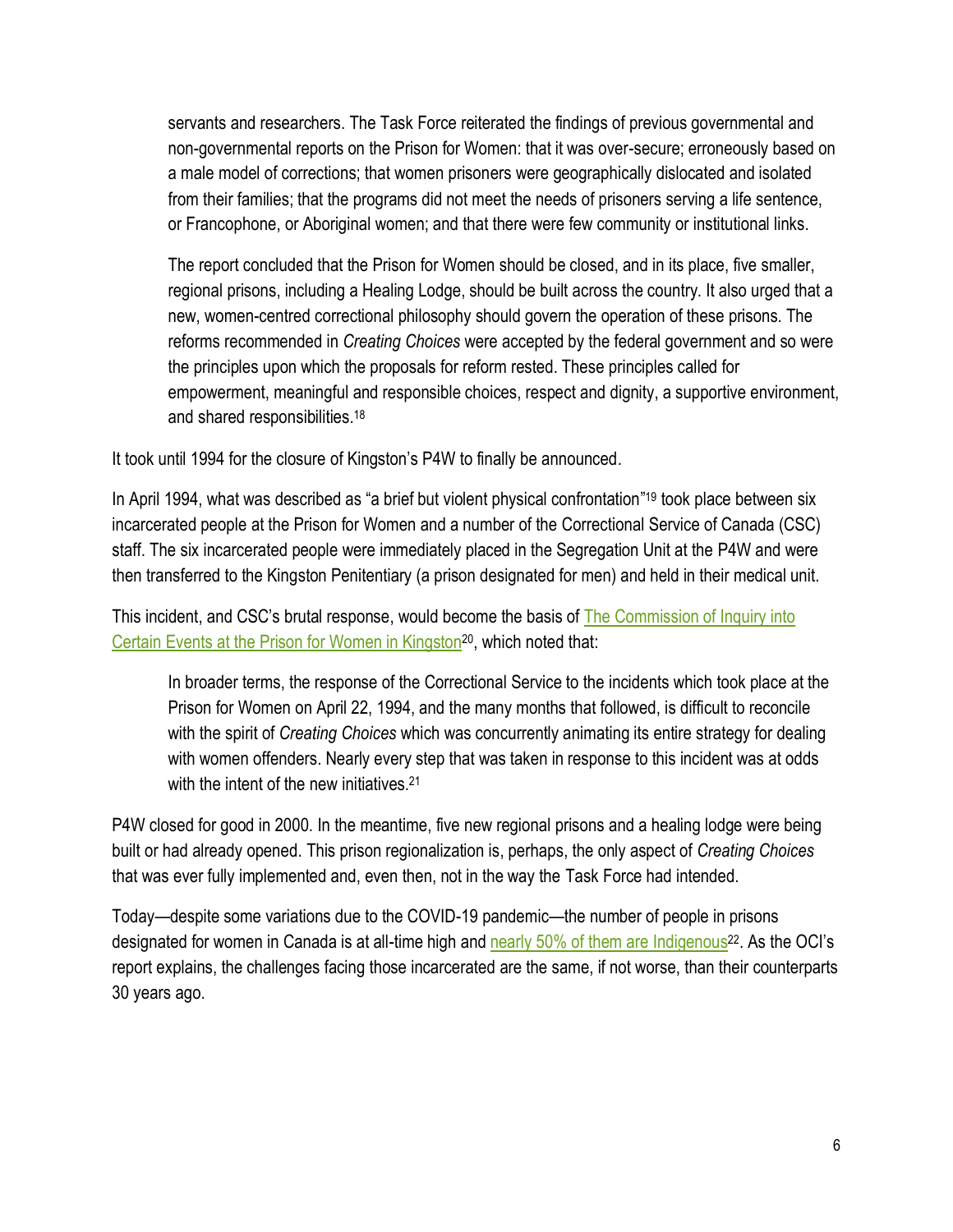> servants and researchers. The Task Force reiterated the findings of previous governmental and non-governmental reports on the Prison for Women: that it was over-secure; erroneously based on a male model of corrections; that women prisoners were geographically dislocated and isolated from their families; that the programs did not meet the needs of prisoners serving a life sentence, or Francophone, or Aboriginal women; and that there were few community or institutional links.
>
> The report concluded that the Prison for Women should be closed, and in its place, five smaller, regional prisons, including a Healing Lodge, should be built across the country. It also urged that a new, women-centred correctional philosophy should govern the operation of these prisons. The reforms recommended in *Creating Choices* were accepted by the federal government and so were the principles upon which the proposals for reform rested. These principles called for empowerment, meaningful and responsible choices, respect and dignity, a supportive environment, and shared responsibilities.[18]

It took until 1994 for the closure of Kingston's P4W to finally be announced.

In April 1994, what was described as "a brief but violent physical confrontation"[19] took place between six incarcerated people at the Prison for Women and a number of the Correctional Service of Canada (CSC) staff. The six incarcerated people were immediately placed in the Segregation Unit at the P4W and were then transferred to the Kingston Penitentiary (a prison designated for men) and held in their medical unit.

This incident, and CSC's brutal response, would become the basis of The Commission of Inquiry into Certain Events at the Prison for Women in Kingston[20], which noted that:

> In broader terms, the response of the Correctional Service to the incidents which took place at the Prison for Women on April 22, 1994, and the many months that followed, is difficult to reconcile with the spirit of *Creating Choices* which was concurrently animating its entire strategy for dealing with women offenders. Nearly every step that was taken in response to this incident was at odds with the intent of the new initiatives.[21]

P4W closed for good in 2000. In the meantime, five new regional prisons and a healing lodge were being built or had already opened. This prison regionalization is, perhaps, the only aspect of *Creating Choices* that was ever fully implemented and, even then, not in the way the Task Force had intended.

Today—despite some variations due to the COVID-19 pandemic—the number of people in prisons designated for women in Canada is at all-time high and nearly 50% of them are Indigenous[22]. As the OCI's report explains, the challenges facing those incarcerated are the same, if not worse, than their counterparts 30 years ago.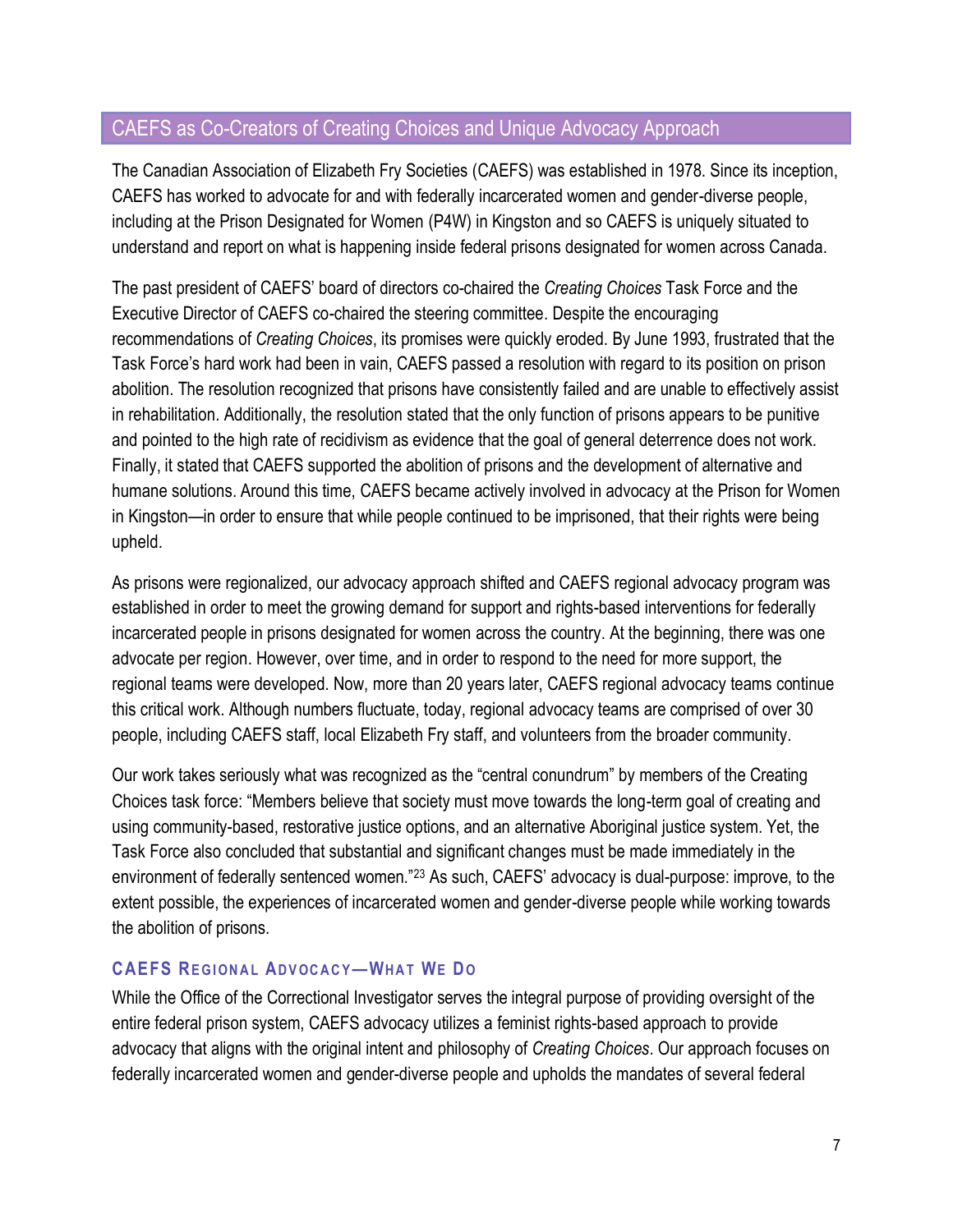## CAEFS as Co-Creators of Creating Choices and Unique Advocacy Approach

The Canadian Association of Elizabeth Fry Societies (CAEFS) was established in 1978. Since its inception, CAEFS has worked to advocate for and with federally incarcerated women and gender-diverse people, including at the Prison Designated for Women (P4W) in Kingston and so CAEFS is uniquely situated to understand and report on what is happening inside federal prisons designated for women across Canada.

The past president of CAEFS' board of directors co-chaired the *Creating Choices* Task Force and the Executive Director of CAEFS co-chaired the steering committee. Despite the encouraging recommendations of *Creating Choices*, its promises were quickly eroded. By June 1993, frustrated that the Task Force's hard work had been in vain, CAEFS passed a resolution with regard to its position on prison abolition. The resolution recognized that prisons have consistently failed and are unable to effectively assist in rehabilitation. Additionally, the resolution stated that the only function of prisons appears to be punitive and pointed to the high rate of recidivism as evidence that the goal of general deterrence does not work. Finally, it stated that CAEFS supported the abolition of prisons and the development of alternative and humane solutions. Around this time, CAEFS became actively involved in advocacy at the Prison for Women in Kingston—in order to ensure that while people continued to be imprisoned, that their rights were being upheld.

As prisons were regionalized, our advocacy approach shifted and CAEFS regional advocacy program was established in order to meet the growing demand for support and rights-based interventions for federally incarcerated people in prisons designated for women across the country. At the beginning, there was one advocate per region. However, over time, and in order to respond to the need for more support, the regional teams were developed. Now, more than 20 years later, CAEFS regional advocacy teams continue this critical work. Although numbers fluctuate, today, regional advocacy teams are comprised of over 30 people, including CAEFS staff, local Elizabeth Fry staff, and volunteers from the broader community.

Our work takes seriously what was recognized as the "central conundrum" by members of the Creating Choices task force: "Members believe that society must move towards the long-term goal of creating and using community-based, restorative justice options, and an alternative Aboriginal justice system. Yet, the Task Force also concluded that substantial and significant changes must be made immediately in the environment of federally sentenced women."[23] As such, CAEFS' advocacy is dual-purpose: improve, to the extent possible, the experiences of incarcerated women and gender-diverse people while working towards the abolition of prisons.

### CAEFS Regional Advocacy—What We Do

While the Office of the Correctional Investigator serves the integral purpose of providing oversight of the entire federal prison system, CAEFS advocacy utilizes a feminist rights-based approach to provide advocacy that aligns with the original intent and philosophy of *Creating Choices*. Our approach focuses on federally incarcerated women and gender-diverse people and upholds the mandates of several federal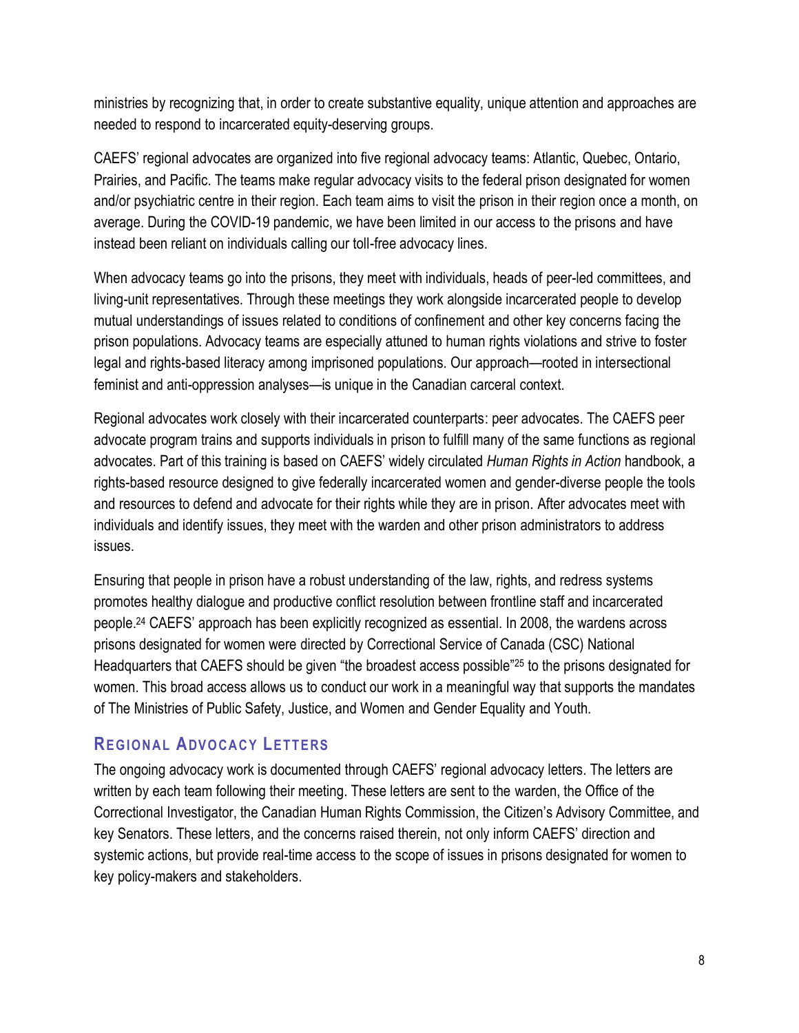ministries by recognizing that, in order to create substantive equality, unique attention and approaches are needed to respond to incarcerated equity-deserving groups.

CAEFS' regional advocates are organized into five regional advocacy teams: Atlantic, Quebec, Ontario, Prairies, and Pacific. The teams make regular advocacy visits to the federal prison designated for women and/or psychiatric centre in their region. Each team aims to visit the prison in their region once a month, on average. During the COVID-19 pandemic, we have been limited in our access to the prisons and have instead been reliant on individuals calling our toll-free advocacy lines.

When advocacy teams go into the prisons, they meet with individuals, heads of peer-led committees, and living-unit representatives. Through these meetings they work alongside incarcerated people to develop mutual understandings of issues related to conditions of confinement and other key concerns facing the prison populations. Advocacy teams are especially attuned to human rights violations and strive to foster legal and rights-based literacy among imprisoned populations. Our approach—rooted in intersectional feminist and anti-oppression analyses—is unique in the Canadian carceral context.

Regional advocates work closely with their incarcerated counterparts: peer advocates. The CAEFS peer advocate program trains and supports individuals in prison to fulfill many of the same functions as regional advocates. Part of this training is based on CAEFS' widely circulated *Human Rights in Action* handbook, a rights-based resource designed to give federally incarcerated women and gender-diverse people the tools and resources to defend and advocate for their rights while they are in prison. After advocates meet with individuals and identify issues, they meet with the warden and other prison administrators to address issues.

Ensuring that people in prison have a robust understanding of the law, rights, and redress systems promotes healthy dialogue and productive conflict resolution between frontline staff and incarcerated people.[24] CAEFS' approach has been explicitly recognized as essential. In 2008, the wardens across prisons designated for women were directed by Correctional Service of Canada (CSC) National Headquarters that CAEFS should be given "the broadest access possible"[25] to the prisons designated for women. This broad access allows us to conduct our work in a meaningful way that supports the mandates of The Ministries of Public Safety, Justice, and Women and Gender Equality and Youth.

## Regional Advocacy Letters

The ongoing advocacy work is documented through CAEFS' regional advocacy letters. The letters are written by each team following their meeting. These letters are sent to the warden, the Office of the Correctional Investigator, the Canadian Human Rights Commission, the Citizen's Advisory Committee, and key Senators. These letters, and the concerns raised therein, not only inform CAEFS' direction and systemic actions, but provide real-time access to the scope of issues in prisons designated for women to key policy-makers and stakeholders.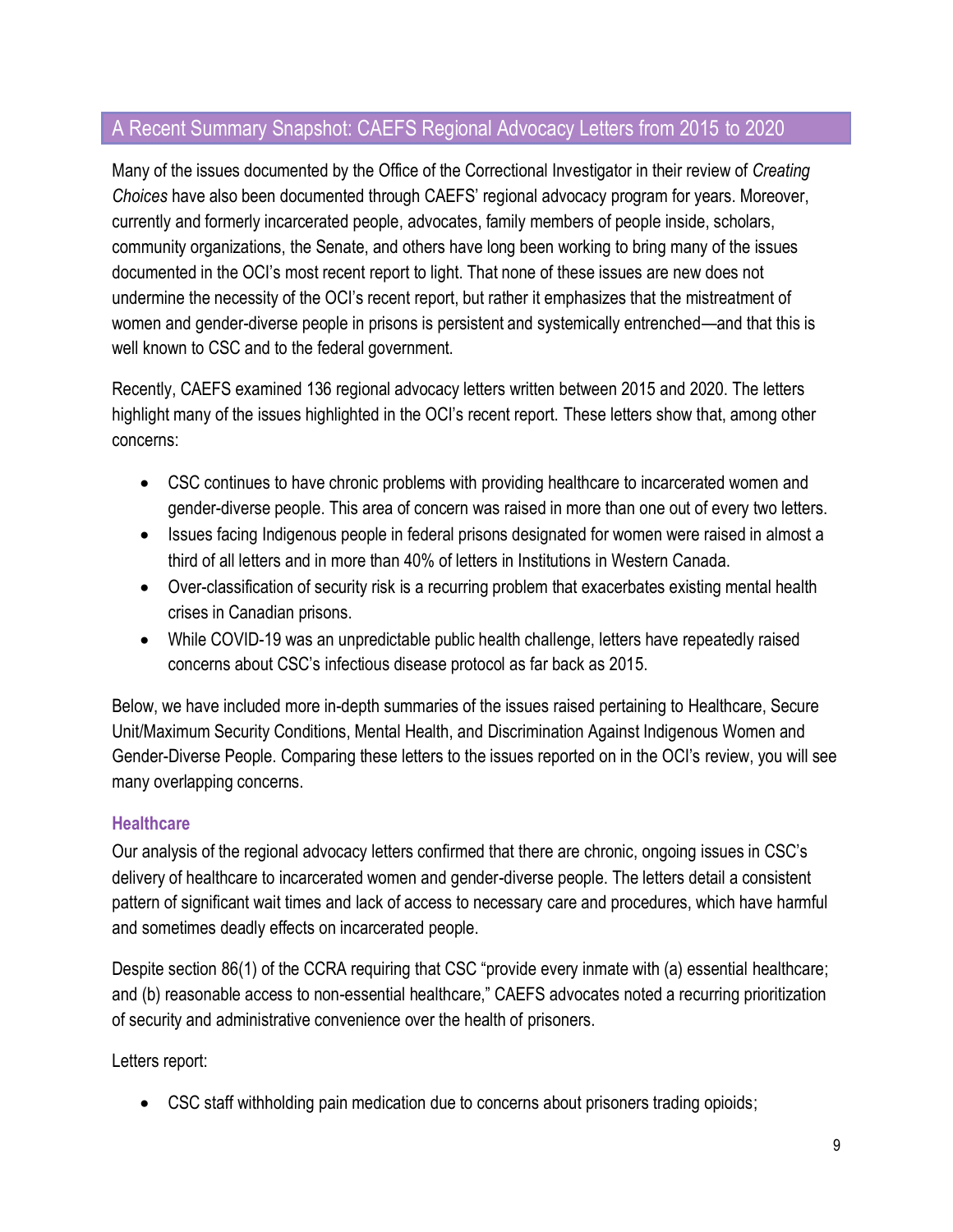## A Recent Summary Snapshot: CAEFS Regional Advocacy Letters from 2015 to 2020

Many of the issues documented by the Office of the Correctional Investigator in their review of *Creating Choices* have also been documented through CAEFS' regional advocacy program for years. Moreover, currently and formerly incarcerated people, advocates, family members of people inside, scholars, community organizations, the Senate, and others have long been working to bring many of the issues documented in the OCI's most recent report to light. That none of these issues are new does not undermine the necessity of the OCI's recent report, but rather it emphasizes that the mistreatment of women and gender-diverse people in prisons is persistent and systemically entrenched—and that this is well known to CSC and to the federal government.

Recently, CAEFS examined 136 regional advocacy letters written between 2015 and 2020. The letters highlight many of the issues highlighted in the OCI's recent report. These letters show that, among other concerns:

- CSC continues to have chronic problems with providing healthcare to incarcerated women and gender-diverse people. This area of concern was raised in more than one out of every two letters.
- Issues facing Indigenous people in federal prisons designated for women were raised in almost a third of all letters and in more than 40% of letters in Institutions in Western Canada.
- Over-classification of security risk is a recurring problem that exacerbates existing mental health crises in Canadian prisons.
- While COVID-19 was an unpredictable public health challenge, letters have repeatedly raised concerns about CSC's infectious disease protocol as far back as 2015.

Below, we have included more in-depth summaries of the issues raised pertaining to Healthcare, Secure Unit/Maximum Security Conditions, Mental Health, and Discrimination Against Indigenous Women and Gender-Diverse People. Comparing these letters to the issues reported on in the OCI's review, you will see many overlapping concerns.

### Healthcare

Our analysis of the regional advocacy letters confirmed that there are chronic, ongoing issues in CSC's delivery of healthcare to incarcerated women and gender-diverse people. The letters detail a consistent pattern of significant wait times and lack of access to necessary care and procedures, which have harmful and sometimes deadly effects on incarcerated people.

Despite section 86(1) of the CCRA requiring that CSC "provide every inmate with (a) essential healthcare; and (b) reasonable access to non-essential healthcare," CAEFS advocates noted a recurring prioritization of security and administrative convenience over the health of prisoners.

Letters report:

- CSC staff withholding pain medication due to concerns about prisoners trading opioids;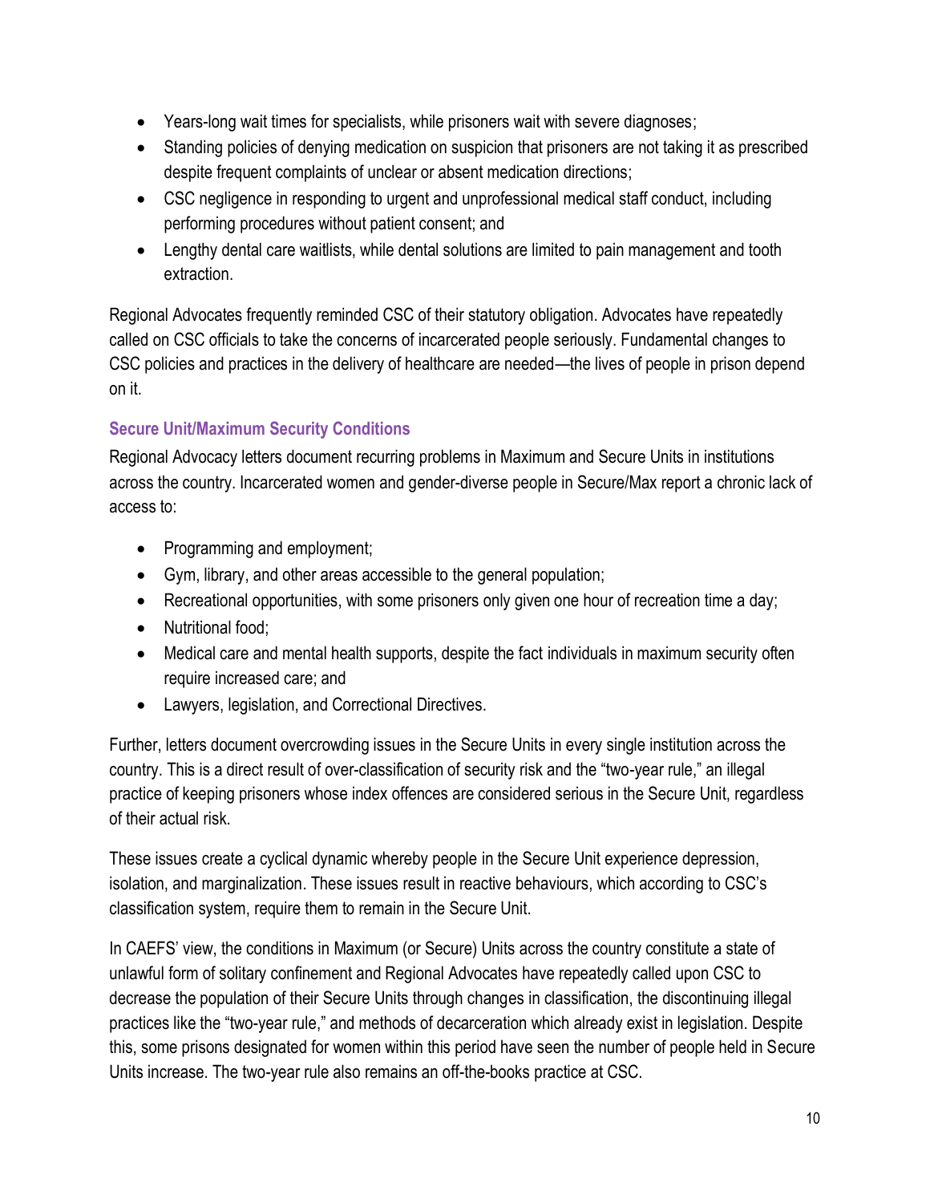- Years-long wait times for specialists, while prisoners wait with severe diagnoses;
- Standing policies of denying medication on suspicion that prisoners are not taking it as prescribed despite frequent complaints of unclear or absent medication directions;
- CSC negligence in responding to urgent and unprofessional medical staff conduct, including performing procedures without patient consent; and
- Lengthy dental care waitlists, while dental solutions are limited to pain management and tooth extraction.

Regional Advocates frequently reminded CSC of their statutory obligation. Advocates have repeatedly called on CSC officials to take the concerns of incarcerated people seriously. Fundamental changes to CSC policies and practices in the delivery of healthcare are needed—the lives of people in prison depend on it.

### Secure Unit/Maximum Security Conditions

Regional Advocacy letters document recurring problems in Maximum and Secure Units in institutions across the country. Incarcerated women and gender-diverse people in Secure/Max report a chronic lack of access to:

- Programming and employment;
- Gym, library, and other areas accessible to the general population;
- Recreational opportunities, with some prisoners only given one hour of recreation time a day;
- Nutritional food;
- Medical care and mental health supports, despite the fact individuals in maximum security often require increased care; and
- Lawyers, legislation, and Correctional Directives.

Further, letters document overcrowding issues in the Secure Units in every single institution across the country. This is a direct result of over-classification of security risk and the "two-year rule," an illegal practice of keeping prisoners whose index offences are considered serious in the Secure Unit, regardless of their actual risk.

These issues create a cyclical dynamic whereby people in the Secure Unit experience depression, isolation, and marginalization. These issues result in reactive behaviours, which according to CSC's classification system, require them to remain in the Secure Unit.

In CAEFS' view, the conditions in Maximum (or Secure) Units across the country constitute a state of unlawful form of solitary confinement and Regional Advocates have repeatedly called upon CSC to decrease the population of their Secure Units through changes in classification, the discontinuing illegal practices like the "two-year rule," and methods of decarceration which already exist in legislation. Despite this, some prisons designated for women within this period have seen the number of people held in Secure Units increase. The two-year rule also remains an off-the-books practice at CSC.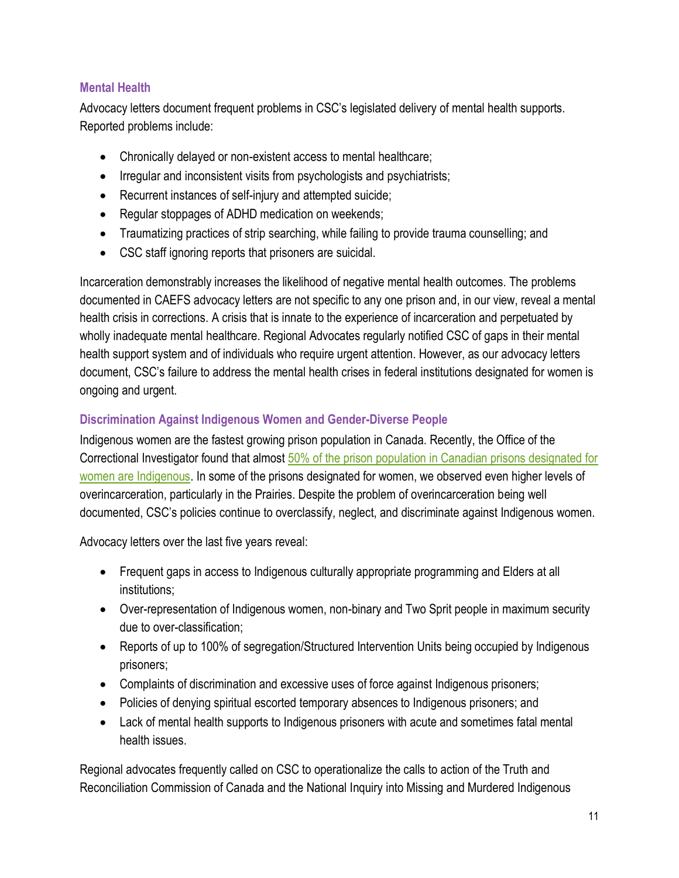### Mental Health

Advocacy letters document frequent problems in CSC's legislated delivery of mental health supports. Reported problems include:

- Chronically delayed or non-existent access to mental healthcare;
- Irregular and inconsistent visits from psychologists and psychiatrists;
- Recurrent instances of self-injury and attempted suicide;
- Regular stoppages of ADHD medication on weekends;
- Traumatizing practices of strip searching, while failing to provide trauma counselling; and
- CSC staff ignoring reports that prisoners are suicidal.

Incarceration demonstrably increases the likelihood of negative mental health outcomes. The problems documented in CAEFS advocacy letters are not specific to any one prison and, in our view, reveal a mental health crisis in corrections. A crisis that is innate to the experience of incarceration and perpetuated by wholly inadequate mental healthcare. Regional Advocates regularly notified CSC of gaps in their mental health support system and of individuals who require urgent attention. However, as our advocacy letters document, CSC's failure to address the mental health crises in federal institutions designated for women is ongoing and urgent.

### Discrimination Against Indigenous Women and Gender-Diverse People

Indigenous women are the fastest growing prison population in Canada. Recently, the Office of the Correctional Investigator found that almost [50% of the prison population in Canadian prisons designated for women are Indigenous]. In some of the prisons designated for women, we observed even higher levels of overincarceration, particularly in the Prairies. Despite the problem of overincarceration being well documented, CSC's policies continue to overclassify, neglect, and discriminate against Indigenous women.

Advocacy letters over the last five years reveal:

- Frequent gaps in access to Indigenous culturally appropriate programming and Elders at all institutions;
- Over-representation of Indigenous women, non-binary and Two Sprit people in maximum security due to over-classification;
- Reports of up to 100% of segregation/Structured Intervention Units being occupied by Indigenous prisoners;
- Complaints of discrimination and excessive uses of force against Indigenous prisoners;
- Policies of denying spiritual escorted temporary absences to Indigenous prisoners; and
- Lack of mental health supports to Indigenous prisoners with acute and sometimes fatal mental health issues.

Regional advocates frequently called on CSC to operationalize the calls to action of the Truth and Reconciliation Commission of Canada and the National Inquiry into Missing and Murdered Indigenous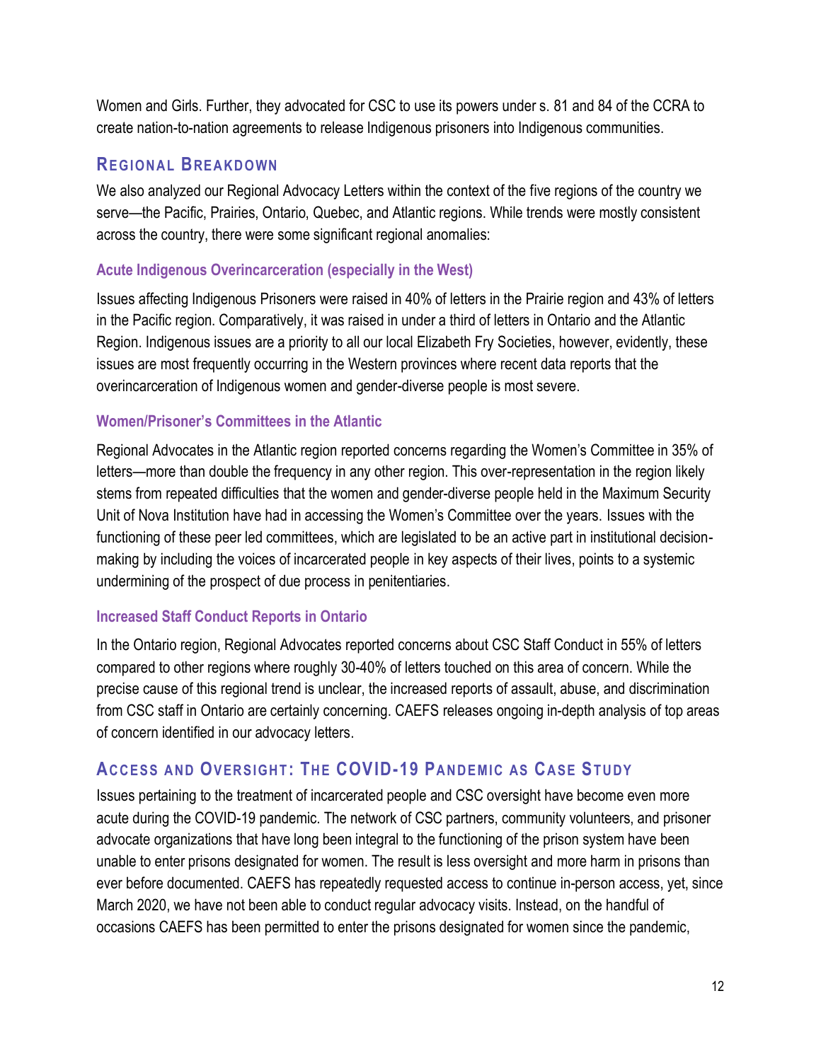Women and Girls. Further, they advocated for CSC to use its powers under s. 81 and 84 of the CCRA to create nation-to-nation agreements to release Indigenous prisoners into Indigenous communities.

## Regional Breakdown

We also analyzed our Regional Advocacy Letters within the context of the five regions of the country we serve—the Pacific, Prairies, Ontario, Quebec, and Atlantic regions. While trends were mostly consistent across the country, there were some significant regional anomalies:

### Acute Indigenous Overincarceration (especially in the West)

Issues affecting Indigenous Prisoners were raised in 40% of letters in the Prairie region and 43% of letters in the Pacific region. Comparatively, it was raised in under a third of letters in Ontario and the Atlantic Region. Indigenous issues are a priority to all our local Elizabeth Fry Societies, however, evidently, these issues are most frequently occurring in the Western provinces where recent data reports that the overincarceration of Indigenous women and gender-diverse people is most severe.

### Women/Prisoner's Committees in the Atlantic

Regional Advocates in the Atlantic region reported concerns regarding the Women's Committee in 35% of letters—more than double the frequency in any other region. This over-representation in the region likely stems from repeated difficulties that the women and gender-diverse people held in the Maximum Security Unit of Nova Institution have had in accessing the Women's Committee over the years. Issues with the functioning of these peer led committees, which are legislated to be an active part in institutional decision-making by including the voices of incarcerated people in key aspects of their lives, points to a systemic undermining of the prospect of due process in penitentiaries.

### Increased Staff Conduct Reports in Ontario

In the Ontario region, Regional Advocates reported concerns about CSC Staff Conduct in 55% of letters compared to other regions where roughly 30-40% of letters touched on this area of concern. While the precise cause of this regional trend is unclear, the increased reports of assault, abuse, and discrimination from CSC staff in Ontario are certainly concerning. CAEFS releases ongoing in-depth analysis of top areas of concern identified in our advocacy letters.

## Access and Oversight: The COVID-19 Pandemic as Case Study

Issues pertaining to the treatment of incarcerated people and CSC oversight have become even more acute during the COVID-19 pandemic. The network of CSC partners, community volunteers, and prisoner advocate organizations that have long been integral to the functioning of the prison system have been unable to enter prisons designated for women. The result is less oversight and more harm in prisons than ever before documented. CAEFS has repeatedly requested access to continue in-person access, yet, since March 2020, we have not been able to conduct regular advocacy visits. Instead, on the handful of occasions CAEFS has been permitted to enter the prisons designated for women since the pandemic,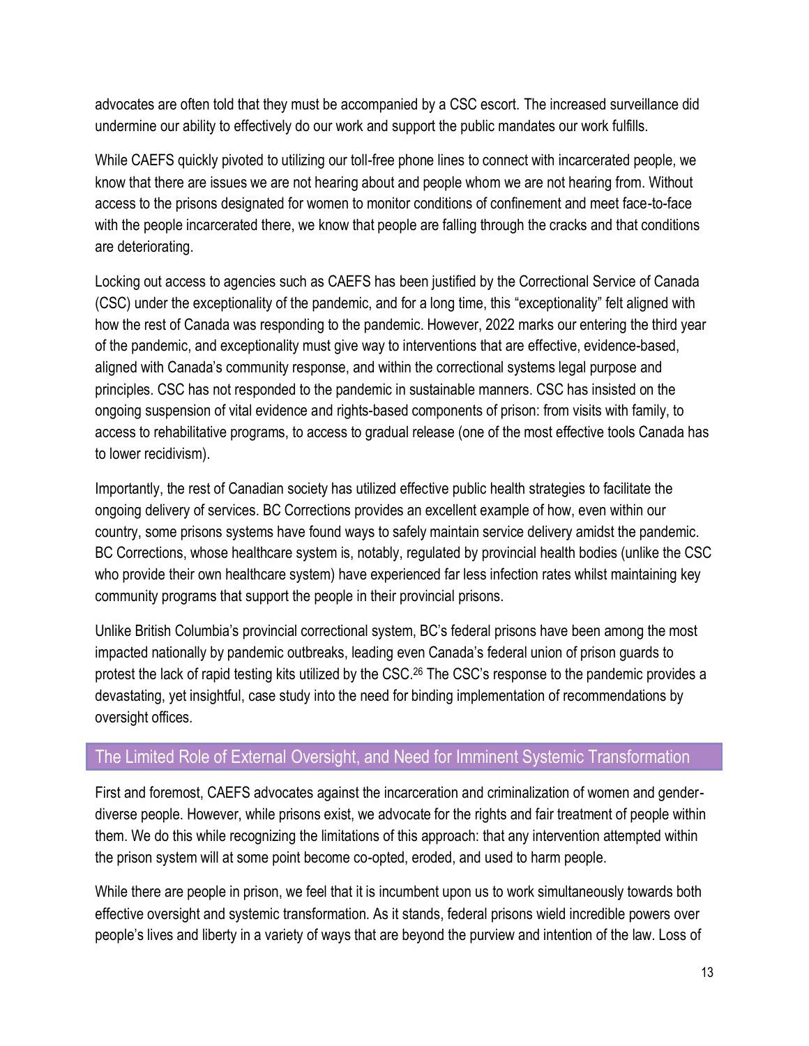advocates are often told that they must be accompanied by a CSC escort. The increased surveillance did undermine our ability to effectively do our work and support the public mandates our work fulfills.

While CAEFS quickly pivoted to utilizing our toll-free phone lines to connect with incarcerated people, we know that there are issues we are not hearing about and people whom we are not hearing from. Without access to the prisons designated for women to monitor conditions of confinement and meet face-to-face with the people incarcerated there, we know that people are falling through the cracks and that conditions are deteriorating.

Locking out access to agencies such as CAEFS has been justified by the Correctional Service of Canada (CSC) under the exceptionality of the pandemic, and for a long time, this "exceptionality" felt aligned with how the rest of Canada was responding to the pandemic. However, 2022 marks our entering the third year of the pandemic, and exceptionality must give way to interventions that are effective, evidence-based, aligned with Canada's community response, and within the correctional systems legal purpose and principles. CSC has not responded to the pandemic in sustainable manners. CSC has insisted on the ongoing suspension of vital evidence and rights-based components of prison: from visits with family, to access to rehabilitative programs, to access to gradual release (one of the most effective tools Canada has to lower recidivism).

Importantly, the rest of Canadian society has utilized effective public health strategies to facilitate the ongoing delivery of services. BC Corrections provides an excellent example of how, even within our country, some prisons systems have found ways to safely maintain service delivery amidst the pandemic. BC Corrections, whose healthcare system is, notably, regulated by provincial health bodies (unlike the CSC who provide their own healthcare system) have experienced far less infection rates whilst maintaining key community programs that support the people in their provincial prisons.

Unlike British Columbia's provincial correctional system, BC's federal prisons have been among the most impacted nationally by pandemic outbreaks, leading even Canada's federal union of prison guards to protest the lack of rapid testing kits utilized by the CSC.[26] The CSC's response to the pandemic provides a devastating, yet insightful, case study into the need for binding implementation of recommendations by oversight offices.

## The Limited Role of External Oversight, and Need for Imminent Systemic Transformation

First and foremost, CAEFS advocates against the incarceration and criminalization of women and gender-diverse people. However, while prisons exist, we advocate for the rights and fair treatment of people within them. We do this while recognizing the limitations of this approach: that any intervention attempted within the prison system will at some point become co-opted, eroded, and used to harm people.

While there are people in prison, we feel that it is incumbent upon us to work simultaneously towards both effective oversight and systemic transformation. As it stands, federal prisons wield incredible powers over people's lives and liberty in a variety of ways that are beyond the purview and intention of the law. Loss of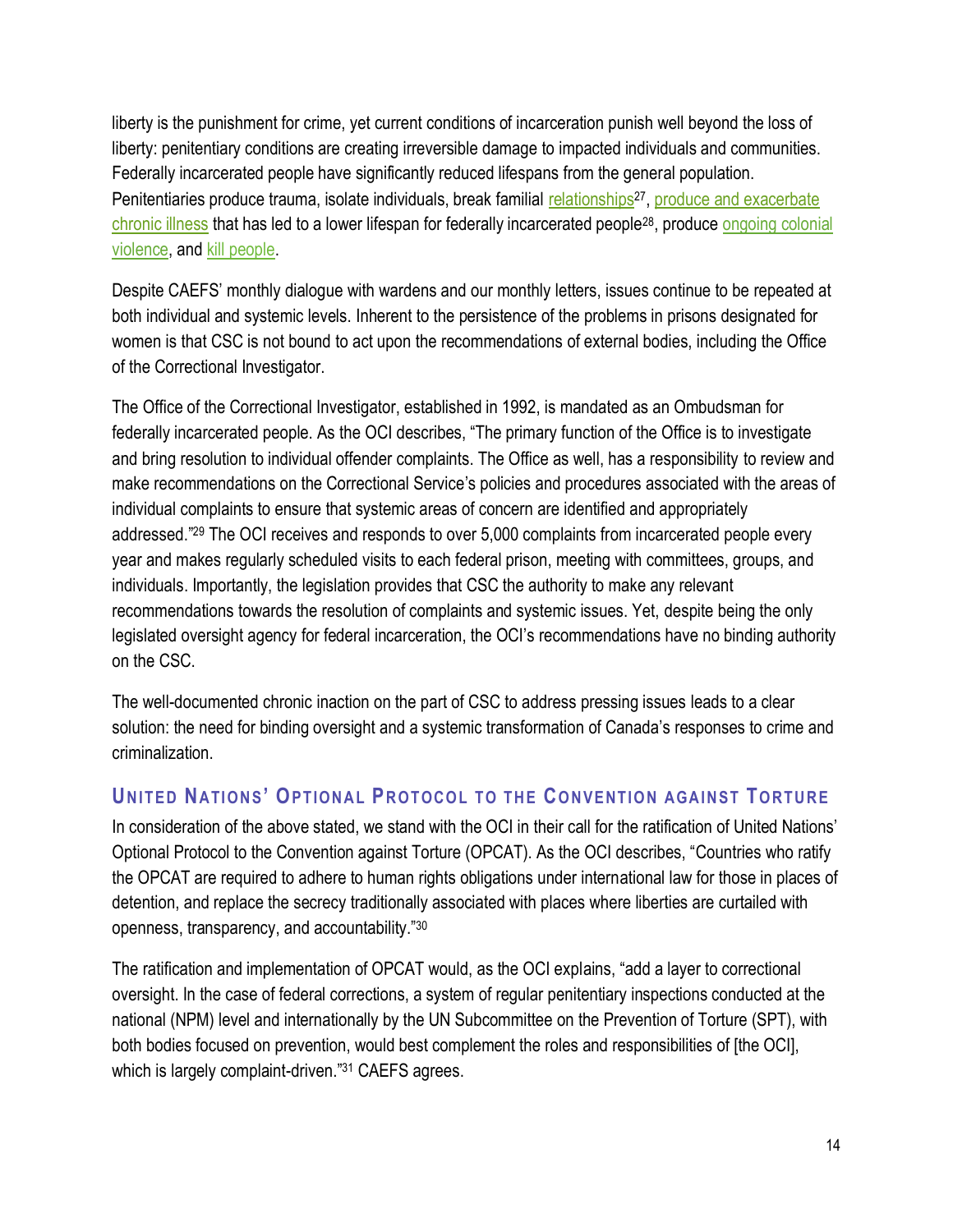liberty is the punishment for crime, yet current conditions of incarceration punish well beyond the loss of liberty: penitentiary conditions are creating irreversible damage to impacted individuals and communities. Federally incarcerated people have significantly reduced lifespans from the general population. Penitentiaries produce trauma, isolate individuals, break familial relationships[27], produce and exacerbate chronic illness that has led to a lower lifespan for federally incarcerated people[28], produce ongoing colonial violence, and kill people.

Despite CAEFS' monthly dialogue with wardens and our monthly letters, issues continue to be repeated at both individual and systemic levels. Inherent to the persistence of the problems in prisons designated for women is that CSC is not bound to act upon the recommendations of external bodies, including the Office of the Correctional Investigator.

The Office of the Correctional Investigator, established in 1992, is mandated as an Ombudsman for federally incarcerated people. As the OCI describes, "The primary function of the Office is to investigate and bring resolution to individual offender complaints. The Office as well, has a responsibility to review and make recommendations on the Correctional Service's policies and procedures associated with the areas of individual complaints to ensure that systemic areas of concern are identified and appropriately addressed."[29] The OCI receives and responds to over 5,000 complaints from incarcerated people every year and makes regularly scheduled visits to each federal prison, meeting with committees, groups, and individuals. Importantly, the legislation provides that CSC the authority to make any relevant recommendations towards the resolution of complaints and systemic issues. Yet, despite being the only legislated oversight agency for federal incarceration, the OCI's recommendations have no binding authority on the CSC.

The well-documented chronic inaction on the part of CSC to address pressing issues leads to a clear solution: the need for binding oversight and a systemic transformation of Canada's responses to crime and criminalization.

## United Nations' Optional Protocol to the Convention against Torture

In consideration of the above stated, we stand with the OCI in their call for the ratification of United Nations' Optional Protocol to the Convention against Torture (OPCAT). As the OCI describes, "Countries who ratify the OPCAT are required to adhere to human rights obligations under international law for those in places of detention, and replace the secrecy traditionally associated with places where liberties are curtailed with openness, transparency, and accountability."[30]

The ratification and implementation of OPCAT would, as the OCI explains, "add a layer to correctional oversight. In the case of federal corrections, a system of regular penitentiary inspections conducted at the national (NPM) level and internationally by the UN Subcommittee on the Prevention of Torture (SPT), with both bodies focused on prevention, would best complement the roles and responsibilities of [the OCI], which is largely complaint-driven."[31] CAEFS agrees.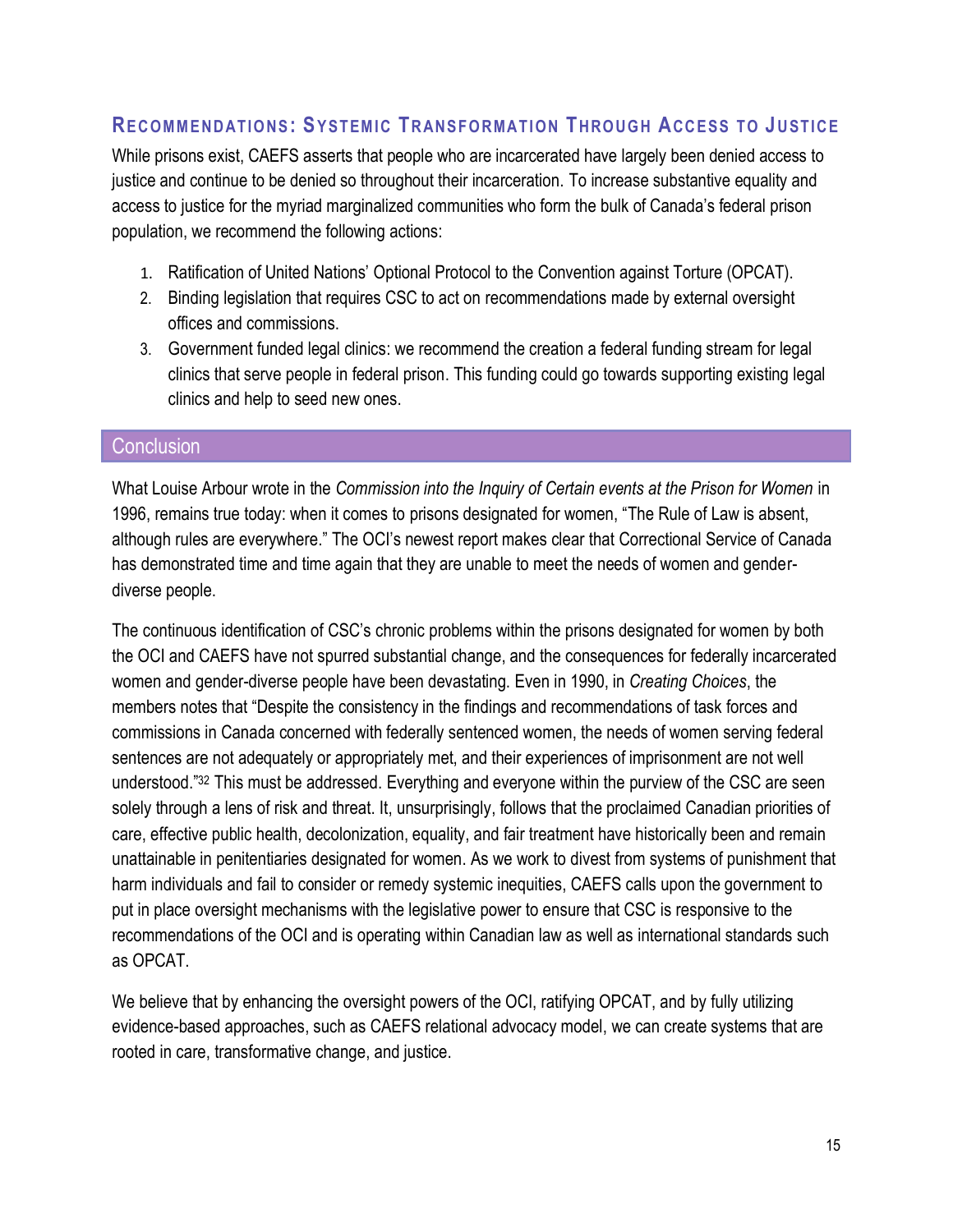## Recommendations: Systemic Transformation Through Access to Justice

While prisons exist, CAEFS asserts that people who are incarcerated have largely been denied access to justice and continue to be denied so throughout their incarceration. To increase substantive equality and access to justice for the myriad marginalized communities who form the bulk of Canada's federal prison population, we recommend the following actions:

1. Ratification of United Nations' Optional Protocol to the Convention against Torture (OPCAT).
2. Binding legislation that requires CSC to act on recommendations made by external oversight offices and commissions.
3. Government funded legal clinics: we recommend the creation a federal funding stream for legal clinics that serve people in federal prison. This funding could go towards supporting existing legal clinics and help to seed new ones.

## Conclusion

What Louise Arbour wrote in the *Commission into the Inquiry of Certain events at the Prison for Women* in 1996, remains true today: when it comes to prisons designated for women, "The Rule of Law is absent, although rules are everywhere." The OCI's newest report makes clear that Correctional Service of Canada has demonstrated time and time again that they are unable to meet the needs of women and gender-diverse people.

The continuous identification of CSC's chronic problems within the prisons designated for women by both the OCI and CAEFS have not spurred substantial change, and the consequences for federally incarcerated women and gender-diverse people have been devastating. Even in 1990, in *Creating Choices*, the members notes that "Despite the consistency in the findings and recommendations of task forces and commissions in Canada concerned with federally sentenced women, the needs of women serving federal sentences are not adequately or appropriately met, and their experiences of imprisonment are not well understood."[32] This must be addressed. Everything and everyone within the purview of the CSC are seen solely through a lens of risk and threat. It, unsurprisingly, follows that the proclaimed Canadian priorities of care, effective public health, decolonization, equality, and fair treatment have historically been and remain unattainable in penitentiaries designated for women. As we work to divest from systems of punishment that harm individuals and fail to consider or remedy systemic inequities, CAEFS calls upon the government to put in place oversight mechanisms with the legislative power to ensure that CSC is responsive to the recommendations of the OCI and is operating within Canadian law as well as international standards such as OPCAT.

We believe that by enhancing the oversight powers of the OCI, ratifying OPCAT, and by fully utilizing evidence-based approaches, such as CAEFS relational advocacy model, we can create systems that are rooted in care, transformative change, and justice.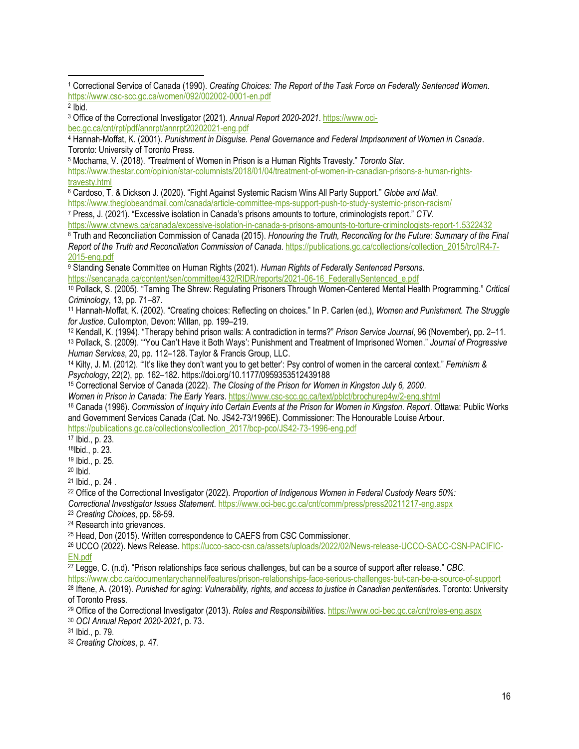[1] Correctional Service of Canada (1990). *Creating Choices: The Report of the Task Force on Federally Sentenced Women*. https://www.csc-scc.gc.ca/women/092/002002-0001-en.pdf

[2] Ibid.

[3] Office of the Correctional Investigator (2021). *Annual Report 2020-2021*. https://www.oci-bec.gc.ca/cnt/rpt/pdf/annrpt/annrpt20202021-eng.pdf

[4] Hannah-Moffat, K. (2001). *Punishment in Disguise. Penal Governance and Federal Imprisonment of Women in Canada*. Toronto: University of Toronto Press.

[5] Mochama, V. (2018). "Treatment of Women in Prison is a Human Rights Travesty." *Toronto Star*. https://www.thestar.com/opinion/star-columnists/2018/01/04/treatment-of-women-in-canadian-prisons-a-human-rights-travesty.html

[6] Cardoso, T. & Dickson J. (2020). "Fight Against Systemic Racism Wins All Party Support." *Globe and Mail*. https://www.theglobeandmail.com/canada/article-committee-mps-support-push-to-study-systemic-prison-racism/

[7] Press, J. (2021). "Excessive isolation in Canada's prisons amounts to torture, criminologists report." *CTV*. https://www.ctvnews.ca/canada/excessive-isolation-in-canada-s-prisons-amounts-to-torture-criminologists-report-1.5322432

[8] Truth and Reconciliation Commission of Canada (2015). *Honouring the Truth, Reconciling for the Future: Summary of the Final Report of the Truth and Reconciliation Commission of Canada*. https://publications.gc.ca/collections/collection_2015/trc/IR4-7-2015-eng.pdf

[9] Standing Senate Committee on Human Rights (2021). *Human Rights of Federally Sentenced Persons*. https://sencanada.ca/content/sen/committee/432/RIDR/reports/2021-06-16_FederallySentenced_e.pdf

[10] Pollack, S. (2005). "Taming The Shrew: Regulating Prisoners Through Women-Centered Mental Health Programming." *Critical Criminology*, 13, pp. 71–87.

[11] Hannah-Moffat, K. (2002). "Creating choices: Reflecting on choices." In P. Carlen (ed.), *Women and Punishment. The Struggle for Justice*. Cullompton, Devon: Willan, pp. 199–219.

[12] Kendall, K. (1994). "Therapy behind prison walls: A contradiction in terms?" *Prison Service Journal*, 96 (November), pp. 2–11.

[13] Pollack, S. (2009). "'You Can't Have it Both Ways': Punishment and Treatment of Imprisoned Women." *Journal of Progressive Human Services*, 20, pp. 112–128. Taylor & Francis Group, LLC.

[14] Kilty, J. M. (2012). "'It's like they don't want you to get better': Psy control of women in the carceral context." *Feminism & Psychology*, 22(2), pp. 162–182. https://doi.org/10.1177/0959353512439188

[15] Correctional Service of Canada (2022). *The Closing of the Prison for Women in Kingston July 6, 2000*. *Women in Prison in Canada: The Early Years*. https://www.csc-scc.gc.ca/text/pblct/brochurep4w/2-eng.shtml

[16] Canada (1996). *Commission of Inquiry into Certain Events at the Prison for Women in Kingston. Report*. Ottawa: Public Works and Government Services Canada (Cat. No. JS42-73/1996E). Commissioner: The Honourable Louise Arbour. https://publications.gc.ca/collections/collection_2017/bcp-pco/JS42-73-1996-eng.pdf

[17] Ibid., p. 23.

[18] Ibid., p. 23.

[19] Ibid., p. 25.

[20] Ibid.

[21] Ibid., p. 24 .

[22] Office of the Correctional Investigator (2022). *Proportion of Indigenous Women in Federal Custody Nears 50%: Correctional Investigator Issues Statement*. https://www.oci-bec.gc.ca/cnt/comm/press/press20211217-eng.aspx

[23] *Creating Choices*, pp. 58-59.

[24] Research into grievances.

[25] Head, Don (2015). Written correspondence to CAEFS from CSC Commissioner.

[26] UCCO (2022). News Release. https://ucco-sacc-csn.ca/assets/uploads/2022/02/News-release-UCCO-SACC-CSN-PACIFIC-EN.pdf

[27] Legge, C. (n.d). "Prison relationships face serious challenges, but can be a source of support after release." *CBC*. https://www.cbc.ca/documentarychannel/features/prison-relationships-face-serious-challenges-but-can-be-a-source-of-support

[28] Iftene, A. (2019). *Punished for aging: Vulnerability, rights, and access to justice in Canadian penitentiaries*. Toronto: University of Toronto Press.

[29] Office of the Correctional Investigator (2013). *Roles and Responsibilities*. https://www.oci-bec.gc.ca/cnt/roles-eng.aspx

[30] *OCI Annual Report 2020-2021*, p. 73.

[31] Ibid., p. 79.

[32] *Creating Choices*, p. 47.